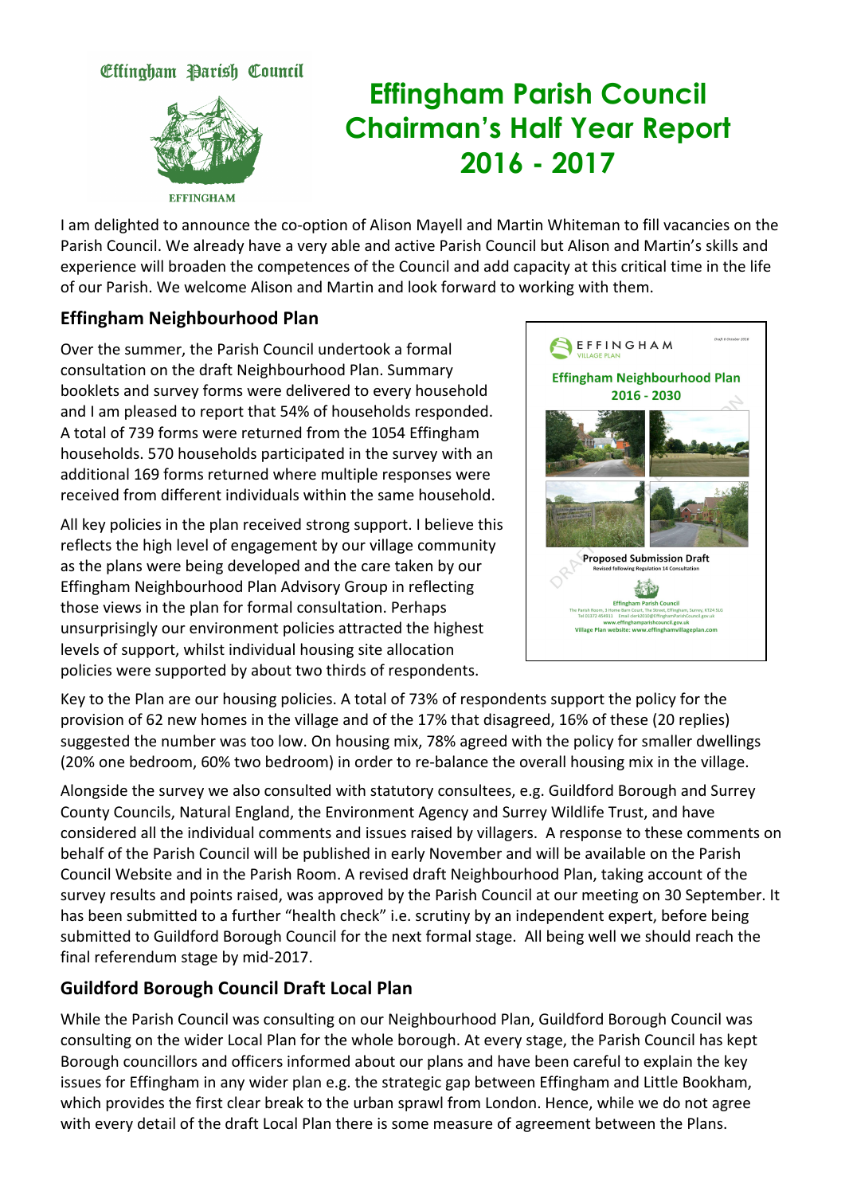# Effingham Parish Council Chairman's Half Year Report 2016 - 2017

I am delighted to announce the co-option of Alison Mayell and Martin Whiteman to fill vacancies on the Parish Council. We already have a very able and active Parish Council but Alison and Martin's skills and experience will broaden the competences of the Council and add capacity at this critical time in the life of our Parish. We welcome Alison and Martin and look forward to working with them.

## Effingham Neighbourhood Plan

Over the summer, the Parish Council undertook a formal consultation on the draft Neighbourhood Plan. Summary booklets and survey forms were delivered to every household and I am pleased to report that 54% of households responded. A total of 739 forms were returned from the 1054 Effingham households. 570 households participated in the survey with an additional 169 forms returned where multiple responses were received from different individuals within the same household.

All key policies in the plan received strong support. I believe this reflects the high level of engagement by our village community as the plans were being developed and the care taken by our Effingham Neighbourhood Plan Advisory Group in reflecting those views in the plan for formal consultation. Perhaps unsurprisingly our environment policies attracted the highest levels of support, whilst individual housing site allocation policies were supported by about two thirds of respondents.

Key to the Plan are our housing policies. A total of 73% of respondents support the policy for the provision of 62 new homes in the village and of the 17% that disagreed, 16% of these (20 replies) suggested the number was too low. On housing mix, 78% agreed with the policy for smaller dwellings (20% one bedroom, 60% two bedroom) in order to re-balance the overall housing mix in the village.

Alongside the survey we also consulted with statutory consultees, e.g. Guildford Borough and Surrey County Councils, Natural England, the Environment Agency and Surrey Wildlife Trust, and have considered all the individual comments and issues raised by villagers. A response to these comments on behalf of the Parish Council will be published in early November and will be available on the Parish Council Website and in the Parish Room. A revised draft Neighbourhood Plan, taking account of the survey results and points raised, was approved by the Parish Council at our meeting on 30 September. It has been submitted to a further "health check" i.e. scrutiny by an independent expert, before being submitted to Guildford Borough Council for the next formal stage. All being well we should reach the final referendum stage by mid-2017.

## Guildford Borough Council Draft Local Plan

While the Parish Council was consulting on our Neighbourhood Plan, Guildford Borough Council was consulting on the wider Local Plan for the whole borough. At every stage, the Parish Council has kept Borough councillors and officers informed about our plans and have been careful to explain the key issues for Effingham in any wider plan e.g. the strategic gap between Effingham and Little Bookham, which provides the first clear break to the urban sprawl from London. Hence, while we do not agree with every detail of the draft Local Plan there is some measure of agreement between the Plans.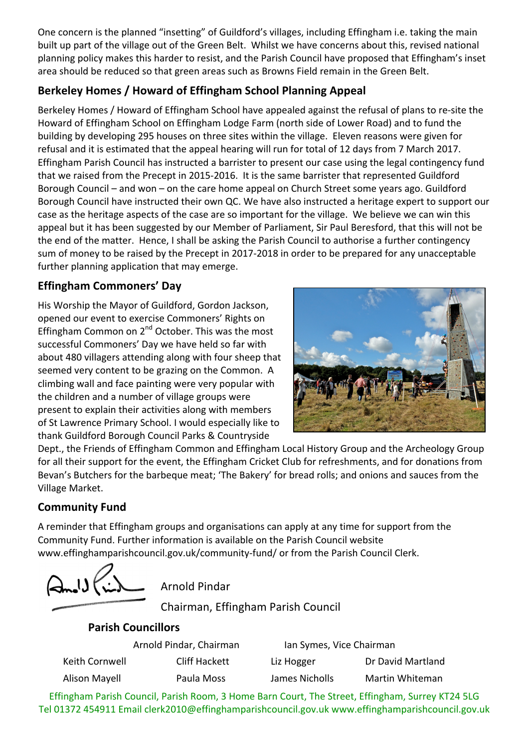One concern is the planned "insetting" of Guildford's villages, including Effingham i.e. taking the main built up part of the village out of the Green Belt. Whilst we have concerns about this, revised national planning policy makes this harder to resist, and the Parish Council have proposed that Effingham's inset area should be reduced so that green areas such as Browns Field remain in the Green Belt.

### Berkeley Homes / Howard of Effingham School Planning Appeal

Berkeley Homes / Howard of Effingham School have appealed against the refusal of plans to re-site the Howard of Effingham School on Effingham Lodge Farm (north side of Lower Road) and to fund the building by developing 295 houses on three sites within the village. Eleven reasons were given for refusal and it is estimated that the appeal hearing will run for total of 12 days from 7 March 2017. Effingham Parish Council has instructed a barrister to present our case using the legal contingency fund that we raised from the Precept in 2015-2016. It is the same barrister that represented Guildford Borough Council – and won – on the care home appeal on Church Street some years ago. Guildford Borough Council have instructed their own QC. We have also instructed a heritage expert to support our case as the heritage aspects of the case are so important for the village. We believe we can win this appeal but it has been suggested by our Member of Parliament, Sir Paul Beresford, that this will not be the end of the matter. Hence, I shall be asking the Parish Council to authorise a further contingency sum of money to be raised by the Precept in 2017-2018 in order to be prepared for any unacceptable further planning application that may emerge.

### Effingham Commoners' Day

His Worship the Mayor of Guildford, Gordon Jackson, opened our event to exercise Commoners' Rights on Effingham Common on 2nd October. This was the most successful Commoners' Day we have held so far with about 480 villagers attending along with four sheep that seemed very content to be grazing on the Common. A climbing wall and face painting were very popular with the children and a number of village groups were present to explain their activities along with members of St Lawrence Primary School. I would especially like to thank Guildford Borough Council Parks & Countryside Dept., the Friends of Effingham Common and Effingham Local History Group and the Archeology Group for all their support for the event, the Effingham Cricket Club for refreshments, and for donations from Bevan's Butchers for the barbeque meat; 'The Bakery' for bread rolls; and onions and sauces from the Village Market.

### Community Fund

A reminder that Effingham groups and organisations can apply at any time for support from the Community Fund. Further information is available on the Parish Council website www.effinghamparishcouncil.gov.uk/community-fund/ or from the Parish Council Clerk.

Arnold Pindar

Chairman, Effingham Parish Council

**Parish Councillors**

| | | | |
|---|---|---|---|
| | Arnold Pindar, Chairman | Ian Symes, Vice Chairman | |
| Keith Cornwell | Cliff Hackett | Liz Hogger | Dr David Martland |
| Alison Mayell | Paula Moss | James Nicholls | Martin Whiteman |

Effingham Parish Council, Parish Room, 3 Home Barn Court, The Street, Effingham, Surrey KT24 5LG
Tel 01372 454911 Email clerk2010@effinghamparishcouncil.gov.uk www.effinghamparishcouncil.gov.uk